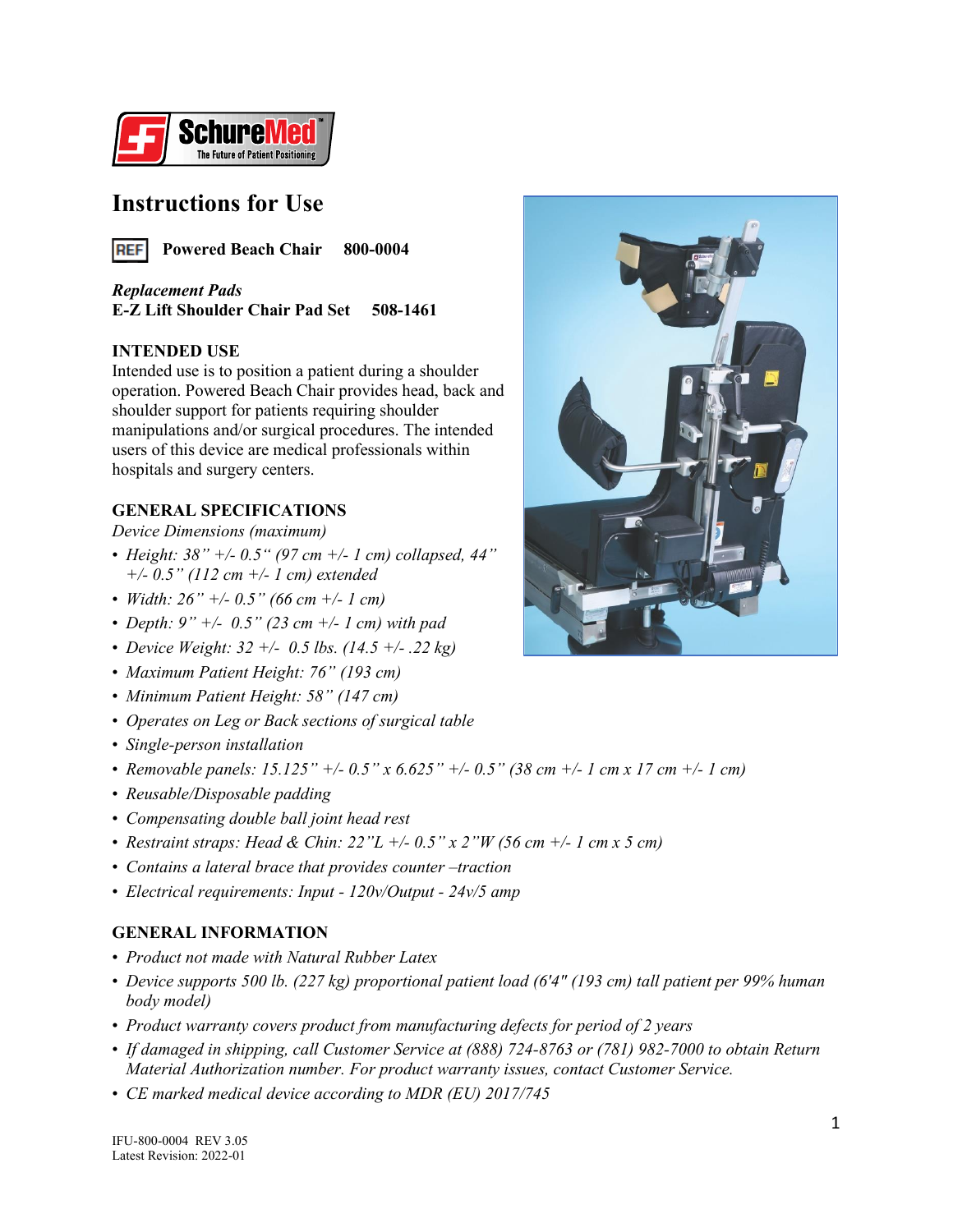SchureMed™ The Future of Patient Positioning

# Instructions for Use

REF **Powered Beach Chair 800-0004**

***Replacement Pads***
**E-Z Lift Shoulder Chair Pad Set 508-1461**

## INTENDED USE

Intended use is to position a patient during a shoulder operation. Powered Beach Chair provides head, back and shoulder support for patients requiring shoulder manipulations and/or surgical procedures. The intended users of this device are medical professionals within hospitals and surgery centers.

## GENERAL SPECIFICATIONS

*Device Dimensions (maximum)*

- *Height: 38" +/- 0.5" (97 cm +/- 1 cm) collapsed, 44" +/- 0.5" (112 cm +/- 1 cm) extended*
- *Width: 26" +/- 0.5" (66 cm +/- 1 cm)*
- *Depth: 9" +/- 0.5" (23 cm +/- 1 cm) with pad*
- *Device Weight: 32 +/- 0.5 lbs. (14.5 +/- .22 kg)*
- *Maximum Patient Height: 76" (193 cm)*
- *Minimum Patient Height: 58" (147 cm)*
- *Operates on Leg or Back sections of surgical table*
- *Single-person installation*
- *Removable panels: 15.125" +/- 0.5" x 6.625" +/- 0.5" (38 cm +/- 1 cm x 17 cm +/- 1 cm)*
- *Reusable/Disposable padding*
- *Compensating double ball joint head rest*
- *Restraint straps: Head & Chin: 22"L +/- 0.5" x 2"W (56 cm +/- 1 cm x 5 cm)*
- *Contains a lateral brace that provides counter –traction*
- *Electrical requirements: Input - 120v/Output - 24v/5 amp*

## GENERAL INFORMATION

- *Product not made with Natural Rubber Latex*
- *Device supports 500 lb. (227 kg) proportional patient load (6'4" (193 cm) tall patient per 99% human body model)*
- *Product warranty covers product from manufacturing defects for period of 2 years*
- *If damaged in shipping, call Customer Service at (888) 724-8763 or (781) 982-7000 to obtain Return Material Authorization number. For product warranty issues, contact Customer Service.*
- *CE marked medical device according to MDR (EU) 2017/745*

IFU-800-0004 REV 3.05
Latest Revision: 2022-01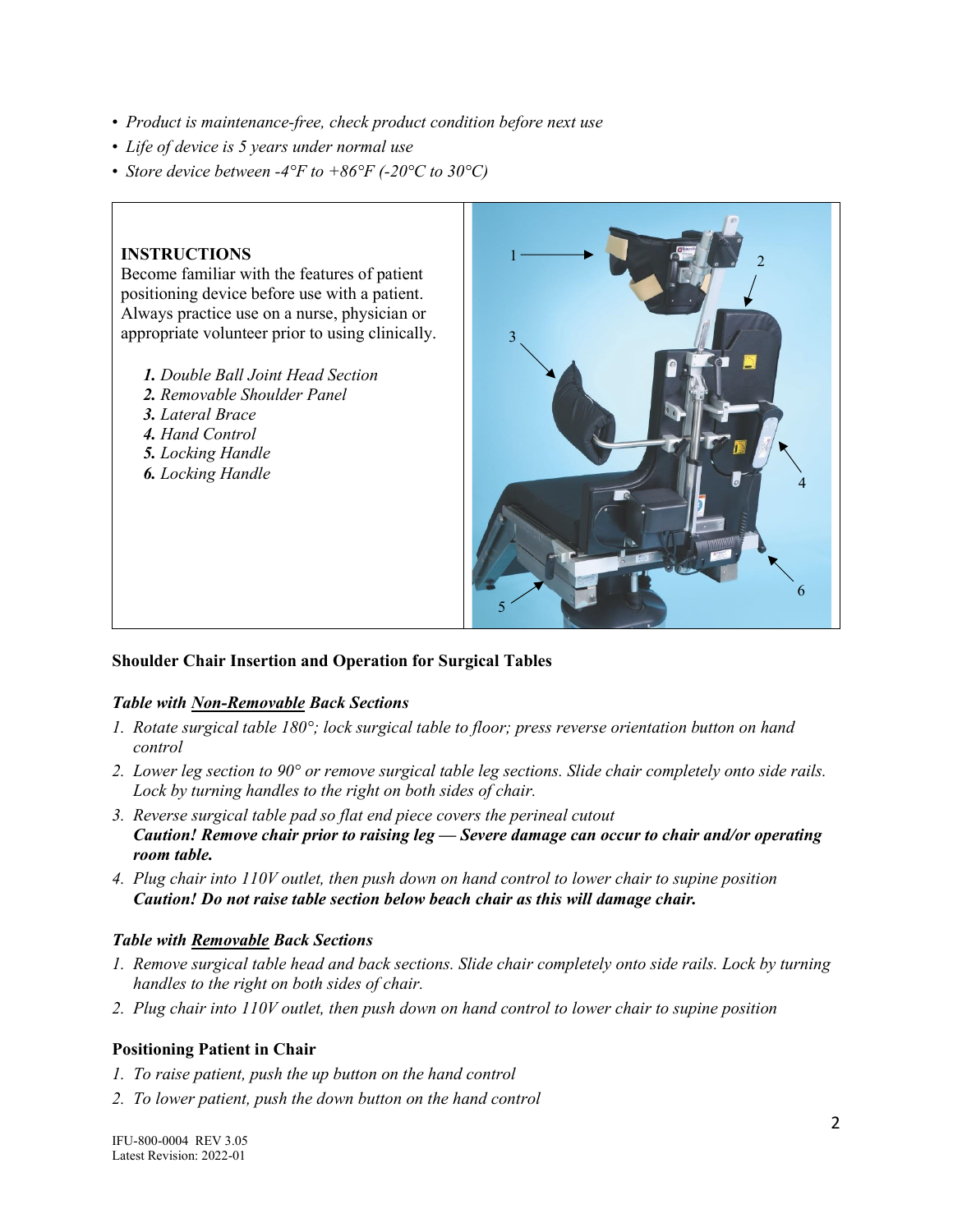- *Product is maintenance-free, check product condition before next use*
- *Life of device is 5 years under normal use*
- *Store device between -4°F to +86°F (-20°C to 30°C)*

**INSTRUCTIONS**
Become familiar with the features of patient positioning device before use with a patient. Always practice use on a nurse, physician or appropriate volunteer prior to using clinically.

1. *Double Ball Joint Head Section*
2. *Removable Shoulder Panel*
3. *Lateral Brace*
4. *Hand Control*
5. *Locking Handle*
6. *Locking Handle*

**Shoulder Chair Insertion and Operation for Surgical Tables**

***Table with Non-Removable Back Sections***

1. *Rotate surgical table 180°; lock surgical table to floor; press reverse orientation button on hand control*
2. *Lower leg section to 90° or remove surgical table leg sections. Slide chair completely onto side rails. Lock by turning handles to the right on both sides of chair.*
3. *Reverse surgical table pad so flat end piece covers the perineal cutout*
   ***Caution! Remove chair prior to raising leg — Severe damage can occur to chair and/or operating room table.***
4. *Plug chair into 110V outlet, then push down on hand control to lower chair to supine position*
   ***Caution! Do not raise table section below beach chair as this will damage chair.***

***Table with Removable Back Sections***

1. *Remove surgical table head and back sections. Slide chair completely onto side rails. Lock by turning handles to the right on both sides of chair.*
2. *Plug chair into 110V outlet, then push down on hand control to lower chair to supine position*

**Positioning Patient in Chair**

1. *To raise patient, push the up button on the hand control*
2. *To lower patient, push the down button on the hand control*

IFU-800-0004 REV 3.05
Latest Revision: 2022-01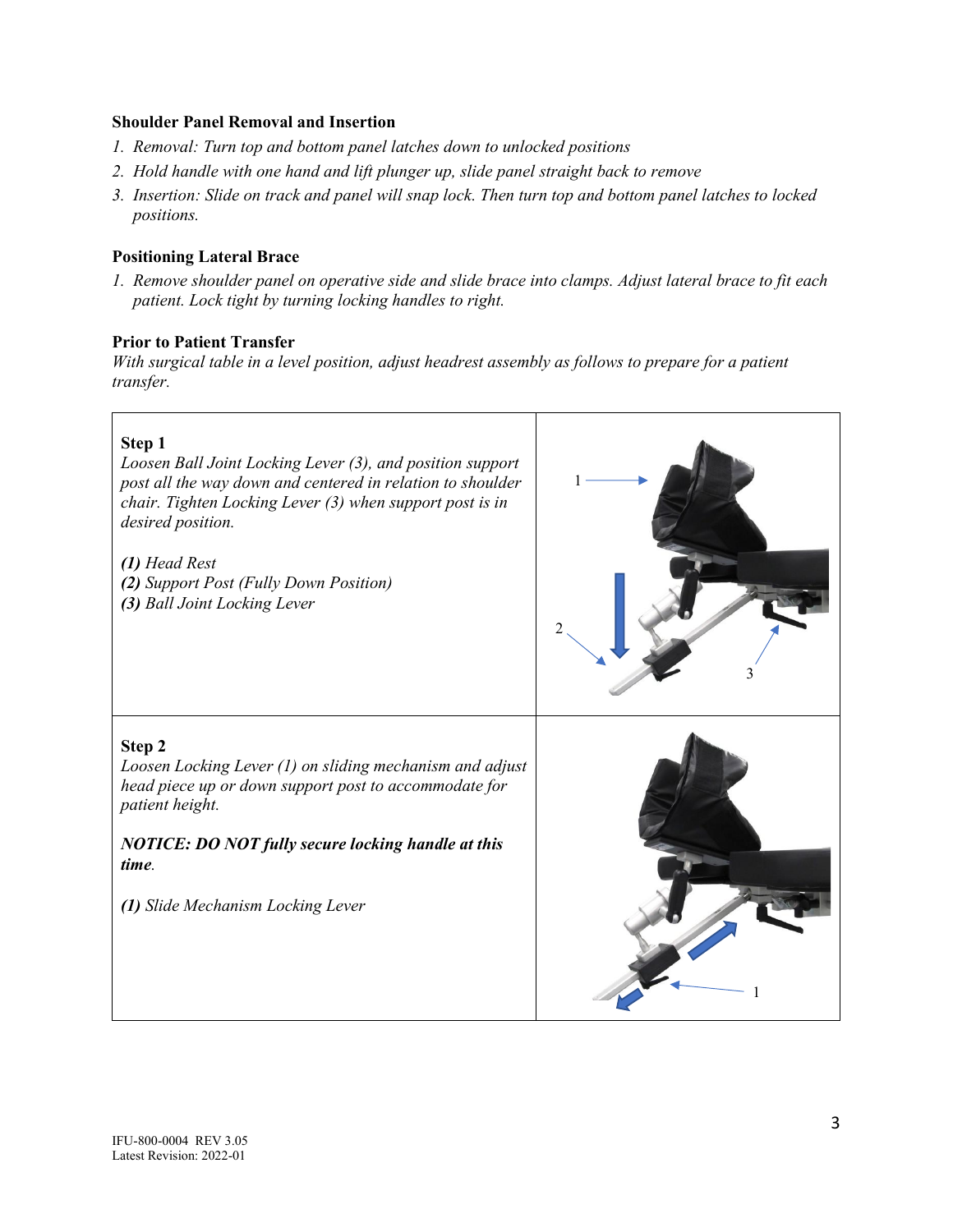### Shoulder Panel Removal and Insertion

1. *Removal: Turn top and bottom panel latches down to unlocked positions*
2. *Hold handle with one hand and lift plunger up, slide panel straight back to remove*
3. *Insertion: Slide on track and panel will snap lock. Then turn top and bottom panel latches to locked positions.*

### Positioning Lateral Brace

1. *Remove shoulder panel on operative side and slide brace into clamps. Adjust lateral brace to fit each patient. Lock tight by turning locking handles to right.*

### Prior to Patient Transfer

*With surgical table in a level position, adjust headrest assembly as follows to prepare for a patient transfer.*

| | |
|---|---|
| **Step 1**<br>*Loosen Ball Joint Locking Lever (3), and position support post all the way down and centered in relation to shoulder chair. Tighten Locking Lever (3) when support post is in desired position.*<br><br>***(1)*** *Head Rest*<br>***(2)*** *Support Post (Fully Down Position)*<br>***(3)*** *Ball Joint Locking Lever* | 1<br>2<br>3 |
| **Step 2**<br>*Loosen Locking Lever (1) on sliding mechanism and adjust head piece up or down support post to accommodate for patient height.*<br><br>***NOTICE: DO NOT fully secure locking handle at this time.***<br><br>***(1)*** *Slide Mechanism Locking Lever* | 1 |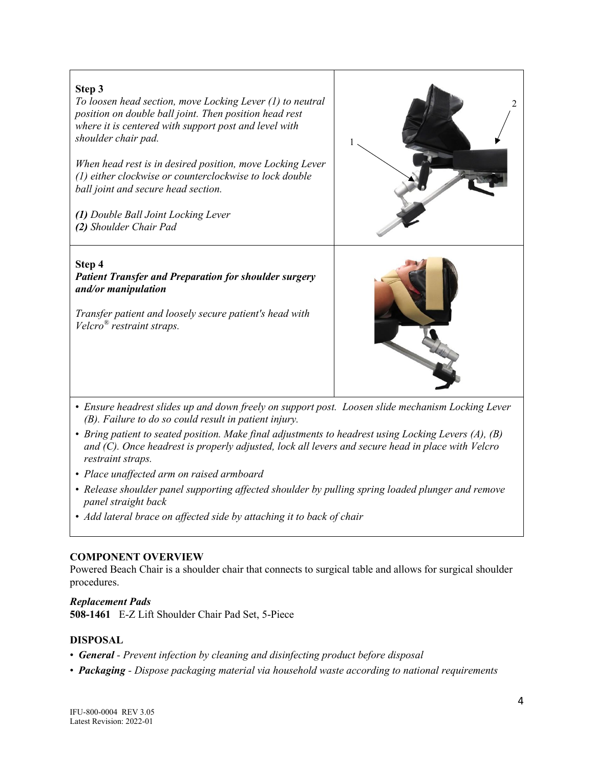**Step 3**

*To loosen head section, move Locking Lever (1) to neutral position on double ball joint. Then position head rest where it is centered with support post and level with shoulder chair pad.*

*When head rest is in desired position, move Locking Lever (1) either clockwise or counterclockwise to lock double ball joint and secure head section.*

***(1)*** *Double Ball Joint Locking Lever*
***(2)*** *Shoulder Chair Pad*

**Step 4**

***Patient Transfer and Preparation for shoulder surgery and/or manipulation***

*Transfer patient and loosely secure patient's head with Velcro® restraint straps.*

- *Ensure headrest slides up and down freely on support post. Loosen slide mechanism Locking Lever (B). Failure to do so could result in patient injury.*
- *Bring patient to seated position. Make final adjustments to headrest using Locking Levers (A), (B) and (C). Once headrest is properly adjusted, lock all levers and secure head in place with Velcro restraint straps.*
- *Place unaffected arm on raised armboard*
- *Release shoulder panel supporting affected shoulder by pulling spring loaded plunger and remove panel straight back*
- *Add lateral brace on affected side by attaching it to back of chair*

## COMPONENT OVERVIEW

Powered Beach Chair is a shoulder chair that connects to surgical table and allows for surgical shoulder procedures.

***Replacement Pads***

**508-1461** E-Z Lift Shoulder Chair Pad Set, 5-Piece

## DISPOSAL

- ***General*** *- Prevent infection by cleaning and disinfecting product before disposal*
- ***Packaging*** *- Dispose packaging material via household waste according to national requirements*

IFU-800-0004 REV 3.05
Latest Revision: 2022-01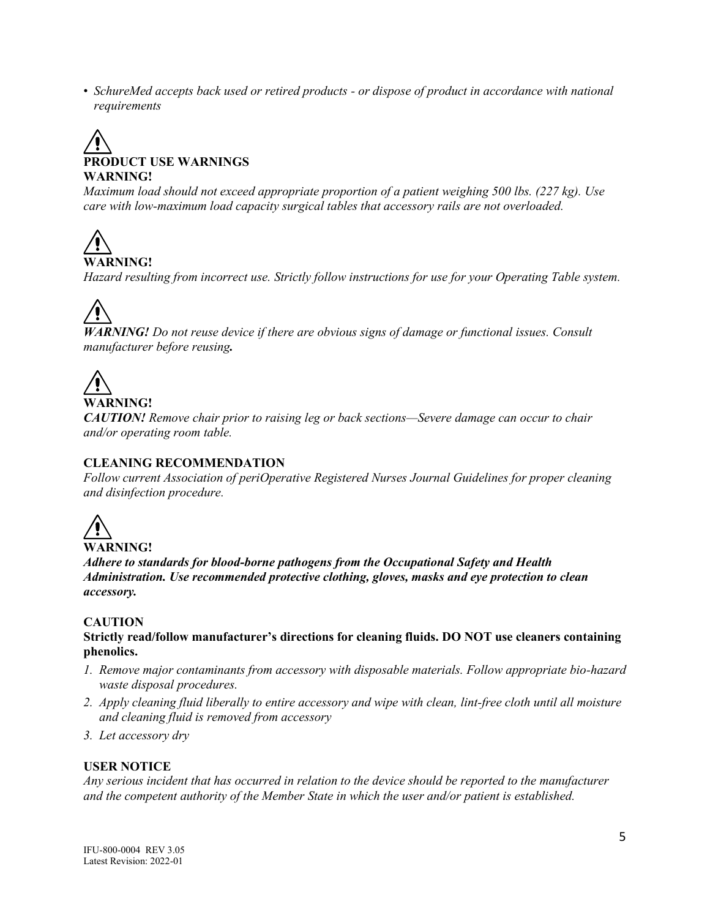- *SchureMed accepts back used or retired products - or dispose of product in accordance with national requirements*

⚠

**PRODUCT USE WARNINGS**

**WARNING!**

*Maximum load should not exceed appropriate proportion of a patient weighing 500 lbs. (227 kg). Use care with low-maximum load capacity surgical tables that accessory rails are not overloaded.*

⚠

**WARNING!**

*Hazard resulting from incorrect use. Strictly follow instructions for use for your Operating Table system.*

⚠

***WARNING!*** *Do not reuse device if there are obvious signs of damage or functional issues. Consult manufacturer before reusing****.***

⚠

**WARNING!**

***CAUTION!*** *Remove chair prior to raising leg or back sections—Severe damage can occur to chair and/or operating room table.*

**CLEANING RECOMMENDATION**

*Follow current Association of periOperative Registered Nurses Journal Guidelines for proper cleaning and disinfection procedure.*

⚠

**WARNING!**

***Adhere to standards for blood-borne pathogens from the Occupational Safety and Health Administration. Use recommended protective clothing, gloves, masks and eye protection to clean accessory.***

**CAUTION**

**Strictly read/follow manufacturer's directions for cleaning fluids. DO NOT use cleaners containing phenolics.**

1. *Remove major contaminants from accessory with disposable materials. Follow appropriate bio-hazard waste disposal procedures.*
2. *Apply cleaning fluid liberally to entire accessory and wipe with clean, lint-free cloth until all moisture and cleaning fluid is removed from accessory*
3. *Let accessory dry*

**USER NOTICE**

*Any serious incident that has occurred in relation to the device should be reported to the manufacturer and the competent authority of the Member State in which the user and/or patient is established.*

IFU-800-0004 REV 3.05
Latest Revision: 2022-01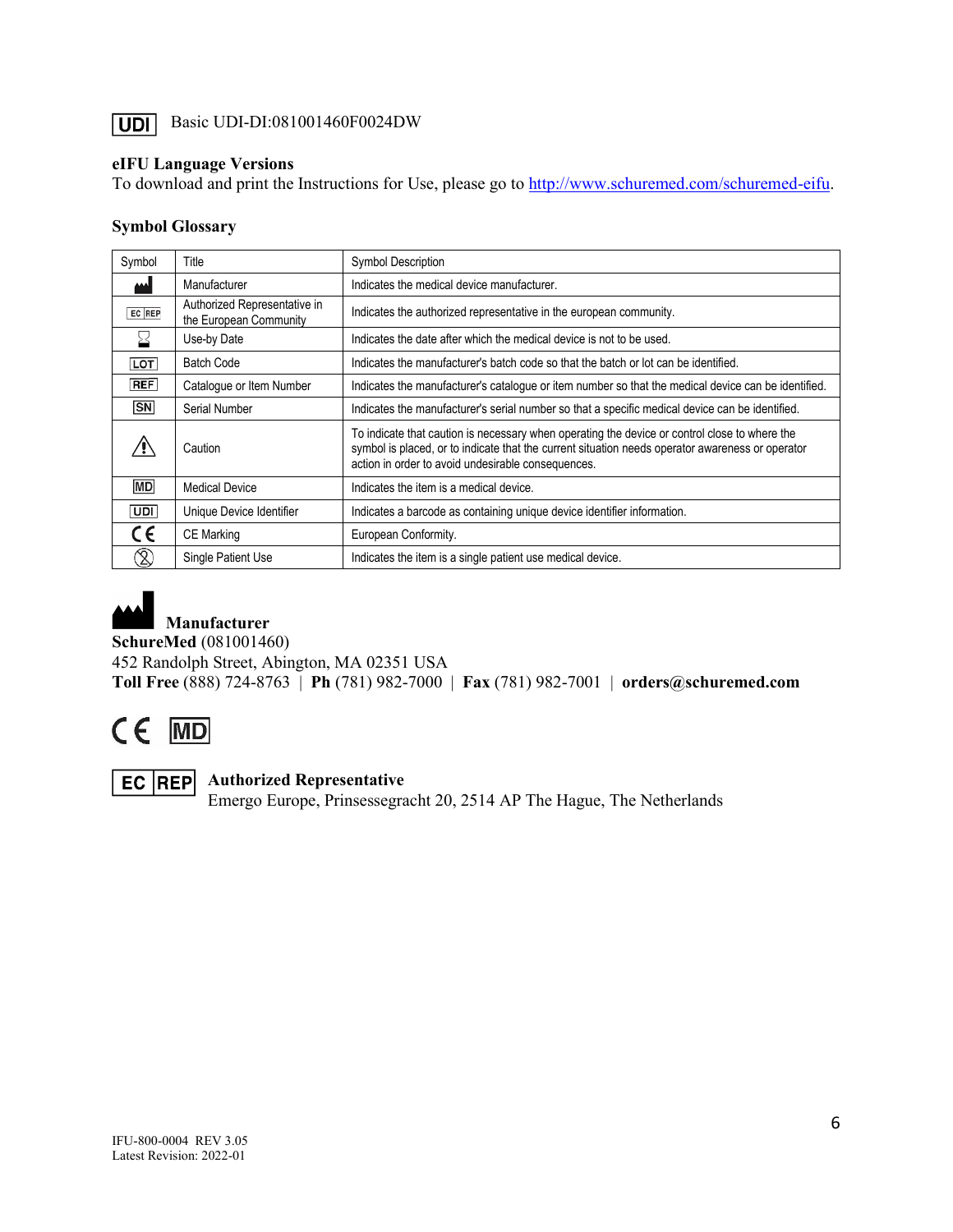UDI Basic UDI-DI:081001460F0024DW

**eIFU Language Versions**
To download and print the Instructions for Use, please go to http://www.schuremed.com/schuremed-eifu.

**Symbol Glossary**

| Symbol | Title | Symbol Description |
| --- | --- | --- |
| | Manufacturer | Indicates the medical device manufacturer. |
| EC REP | Authorized Representative in the European Community | Indicates the authorized representative in the european community. |
| | Use-by Date | Indicates the date after which the medical device is not to be used. |
| LOT | Batch Code | Indicates the manufacturer's batch code so that the batch or lot can be identified. |
| REF | Catalogue or Item Number | Indicates the manufacturer's catalogue or item number so that the medical device can be identified. |
| SN | Serial Number | Indicates the manufacturer's serial number so that a specific medical device can be identified. |
| ⚠ | Caution | To indicate that caution is necessary when operating the device or control close to where the symbol is placed, or to indicate that the current situation needs operator awareness or operator action in order to avoid undesirable consequences. |
| MD | Medical Device | Indicates the item is a medical device. |
| UDI | Unique Device Identifier | Indicates a barcode as containing unique device identifier information. |
| CE | CE Marking | European Conformity. |
| | Single Patient Use | Indicates the item is a single patient use medical device. |

**Manufacturer**
**SchureMed** (081001460)
452 Randolph Street, Abington, MA 02351 USA
**Toll Free** (888) 724-8763 | **Ph** (781) 982-7000 | **Fax** (781) 982-7001 | **orders@schuremed.com**

CE MD

EC REP **Authorized Representative**
Emergo Europe, Prinsessegracht 20, 2514 AP The Hague, The Netherlands

IFU-800-0004 REV 3.05
Latest Revision: 2022-01